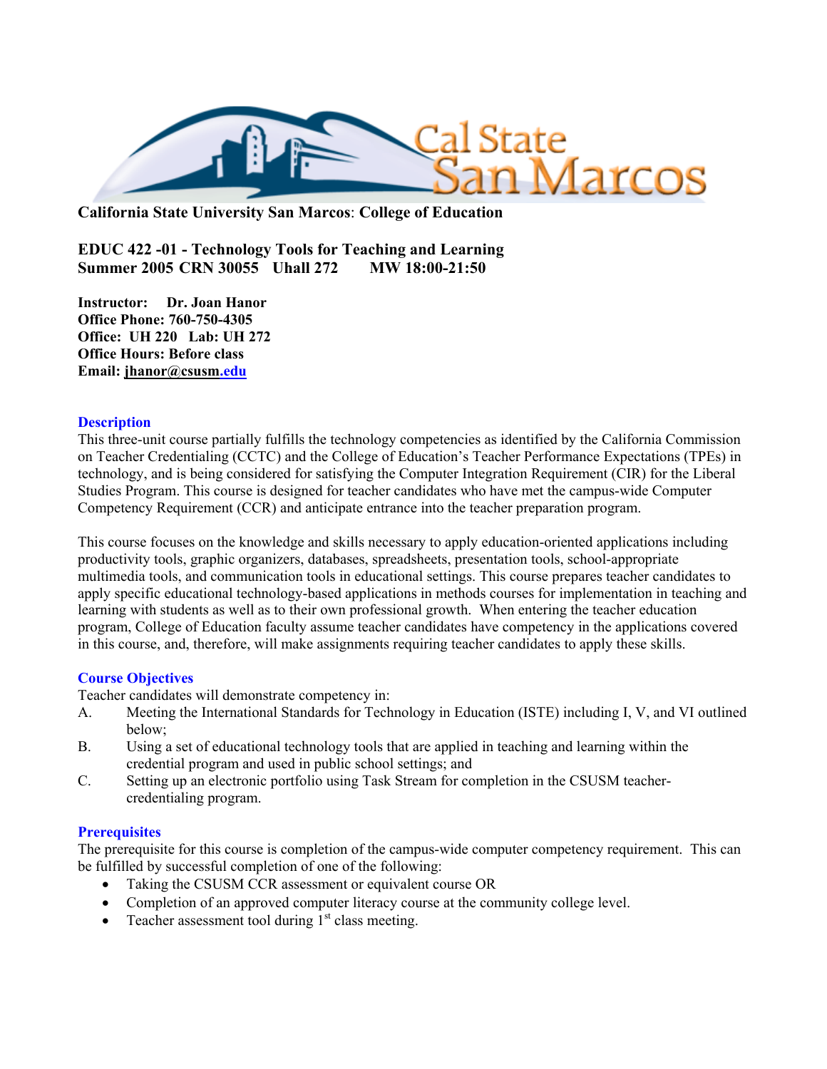**California State University San Marcos**: **College of Education**

**EDUC 422 -01 - Technology Tools for Teaching and Learning**
**Summer 2005 CRN 30055 Uhall 272 MW 18:00-21:50**

**Instructor: Dr. Joan Hanor**
**Office Phone: 760-750-4305**
**Office: UH 220 Lab: UH 272**
**Office Hours: Before class**
**Email: jhanor@csusm.edu**

## Description

This three-unit course partially fulfills the technology competencies as identified by the California Commission on Teacher Credentialing (CCTC) and the College of Education's Teacher Performance Expectations (TPEs) in technology, and is being considered for satisfying the Computer Integration Requirement (CIR) for the Liberal Studies Program. This course is designed for teacher candidates who have met the campus-wide Computer Competency Requirement (CCR) and anticipate entrance into the teacher preparation program.

This course focuses on the knowledge and skills necessary to apply education-oriented applications including productivity tools, graphic organizers, databases, spreadsheets, presentation tools, school-appropriate multimedia tools, and communication tools in educational settings. This course prepares teacher candidates to apply specific educational technology-based applications in methods courses for implementation in teaching and learning with students as well as to their own professional growth. When entering the teacher education program, College of Education faculty assume teacher candidates have competency in the applications covered in this course, and, therefore, will make assignments requiring teacher candidates to apply these skills.

## Course Objectives

Teacher candidates will demonstrate competency in:

A. Meeting the International Standards for Technology in Education (ISTE) including I, V, and VI outlined below;

B. Using a set of educational technology tools that are applied in teaching and learning within the credential program and used in public school settings; and

C. Setting up an electronic portfolio using Task Stream for completion in the CSUSM teacher-credentialing program.

## Prerequisites

The prerequisite for this course is completion of the campus-wide computer competency requirement. This can be fulfilled by successful completion of one of the following:

- Taking the CSUSM CCR assessment or equivalent course OR
- Completion of an approved computer literacy course at the community college level.
- Teacher assessment tool during 1st class meeting.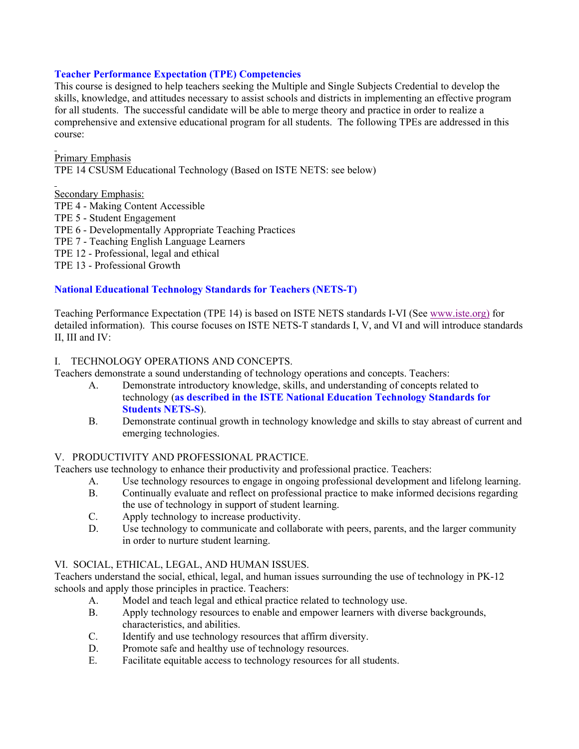### Teacher Performance Expectation (TPE) Competencies

This course is designed to help teachers seeking the Multiple and Single Subjects Credential to develop the skills, knowledge, and attitudes necessary to assist schools and districts in implementing an effective program for all students. The successful candidate will be able to merge theory and practice in order to realize a comprehensive and extensive educational program for all students. The following TPEs are addressed in this course:

Primary Emphasis

TPE 14 CSUSM Educational Technology (Based on ISTE NETS: see below)

Secondary Emphasis:

TPE 4 - Making Content Accessible
TPE 5 - Student Engagement
TPE 6 - Developmentally Appropriate Teaching Practices
TPE 7 - Teaching English Language Learners
TPE 12 - Professional, legal and ethical
TPE 13 - Professional Growth

### National Educational Technology Standards for Teachers (NETS-T)

Teaching Performance Expectation (TPE 14) is based on ISTE NETS standards I-VI (See www.iste.org) for detailed information). This course focuses on ISTE NETS-T standards I, V, and VI and will introduce standards II, III and IV:

I. TECHNOLOGY OPERATIONS AND CONCEPTS.

Teachers demonstrate a sound understanding of technology operations and concepts. Teachers:

A. Demonstrate introductory knowledge, skills, and understanding of concepts related to technology (**as described in the ISTE National Education Technology Standards for Students NETS-S**).
B. Demonstrate continual growth in technology knowledge and skills to stay abreast of current and emerging technologies.

V. PRODUCTIVITY AND PROFESSIONAL PRACTICE.

Teachers use technology to enhance their productivity and professional practice. Teachers:

A. Use technology resources to engage in ongoing professional development and lifelong learning.
B. Continually evaluate and reflect on professional practice to make informed decisions regarding the use of technology in support of student learning.
C. Apply technology to increase productivity.
D. Use technology to communicate and collaborate with peers, parents, and the larger community in order to nurture student learning.

VI. SOCIAL, ETHICAL, LEGAL, AND HUMAN ISSUES.

Teachers understand the social, ethical, legal, and human issues surrounding the use of technology in PK-12 schools and apply those principles in practice. Teachers:

A. Model and teach legal and ethical practice related to technology use.
B. Apply technology resources to enable and empower learners with diverse backgrounds, characteristics, and abilities.
C. Identify and use technology resources that affirm diversity.
D. Promote safe and healthy use of technology resources.
E. Facilitate equitable access to technology resources for all students.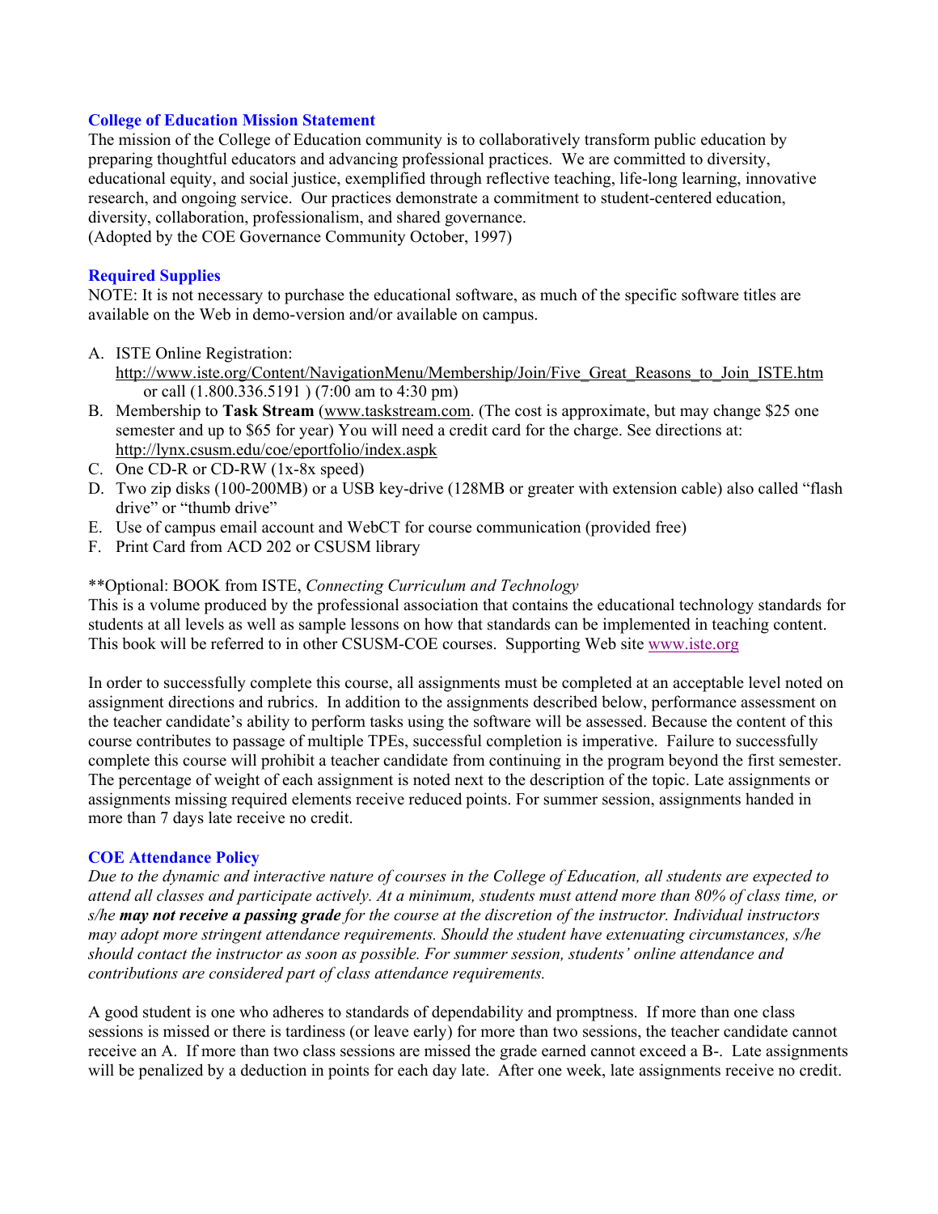### College of Education Mission Statement

The mission of the College of Education community is to collaboratively transform public education by preparing thoughtful educators and advancing professional practices. We are committed to diversity, educational equity, and social justice, exemplified through reflective teaching, life-long learning, innovative research, and ongoing service. Our practices demonstrate a commitment to student-centered education, diversity, collaboration, professionalism, and shared governance.
(Adopted by the COE Governance Community October, 1997)

### Required Supplies

NOTE: It is not necessary to purchase the educational software, as much of the specific software titles are available on the Web in demo-version and/or available on campus.

A. ISTE Online Registration: http://www.iste.org/Content/NavigationMenu/Membership/Join/Five_Great_Reasons_to_Join_ISTE.htm or call (1.800.336.5191 ) (7:00 am to 4:30 pm)
B. Membership to **Task Stream** (www.taskstream.com. (The cost is approximate, but may change $25 one semester and up to $65 for year) You will need a credit card for the charge. See directions at: http://lynx.csusm.edu/coe/eportfolio/index.aspk
C. One CD-R or CD-RW (1x-8x speed)
D. Two zip disks (100-200MB) or a USB key-drive (128MB or greater with extension cable) also called "flash drive" or "thumb drive"
E. Use of campus email account and WebCT for course communication (provided free)
F. Print Card from ACD 202 or CSUSM library

**Optional: BOOK from ISTE, *Connecting Curriculum and Technology*
This is a volume produced by the professional association that contains the educational technology standards for students at all levels as well as sample lessons on how that standards can be implemented in teaching content. This book will be referred to in other CSUSM-COE courses. Supporting Web site www.iste.org

In order to successfully complete this course, all assignments must be completed at an acceptable level noted on assignment directions and rubrics. In addition to the assignments described below, performance assessment on the teacher candidate's ability to perform tasks using the software will be assessed. Because the content of this course contributes to passage of multiple TPEs, successful completion is imperative. Failure to successfully complete this course will prohibit a teacher candidate from continuing in the program beyond the first semester. The percentage of weight of each assignment is noted next to the description of the topic. Late assignments or assignments missing required elements receive reduced points. For summer session, assignments handed in more than 7 days late receive no credit.

### COE Attendance Policy

*Due to the dynamic and interactive nature of courses in the College of Education, all students are expected to attend all classes and participate actively. At a minimum, students must attend more than 80% of class time, or s/he **may not receive a passing grade** for the course at the discretion of the instructor. Individual instructors may adopt more stringent attendance requirements. Should the student have extenuating circumstances, s/he should contact the instructor as soon as possible. For summer session, students' online attendance and contributions are considered part of class attendance requirements.*

A good student is one who adheres to standards of dependability and promptness. If more than one class sessions is missed or there is tardiness (or leave early) for more than two sessions, the teacher candidate cannot receive an A. If more than two class sessions are missed the grade earned cannot exceed a B-. Late assignments will be penalized by a deduction in points for each day late. After one week, late assignments receive no credit.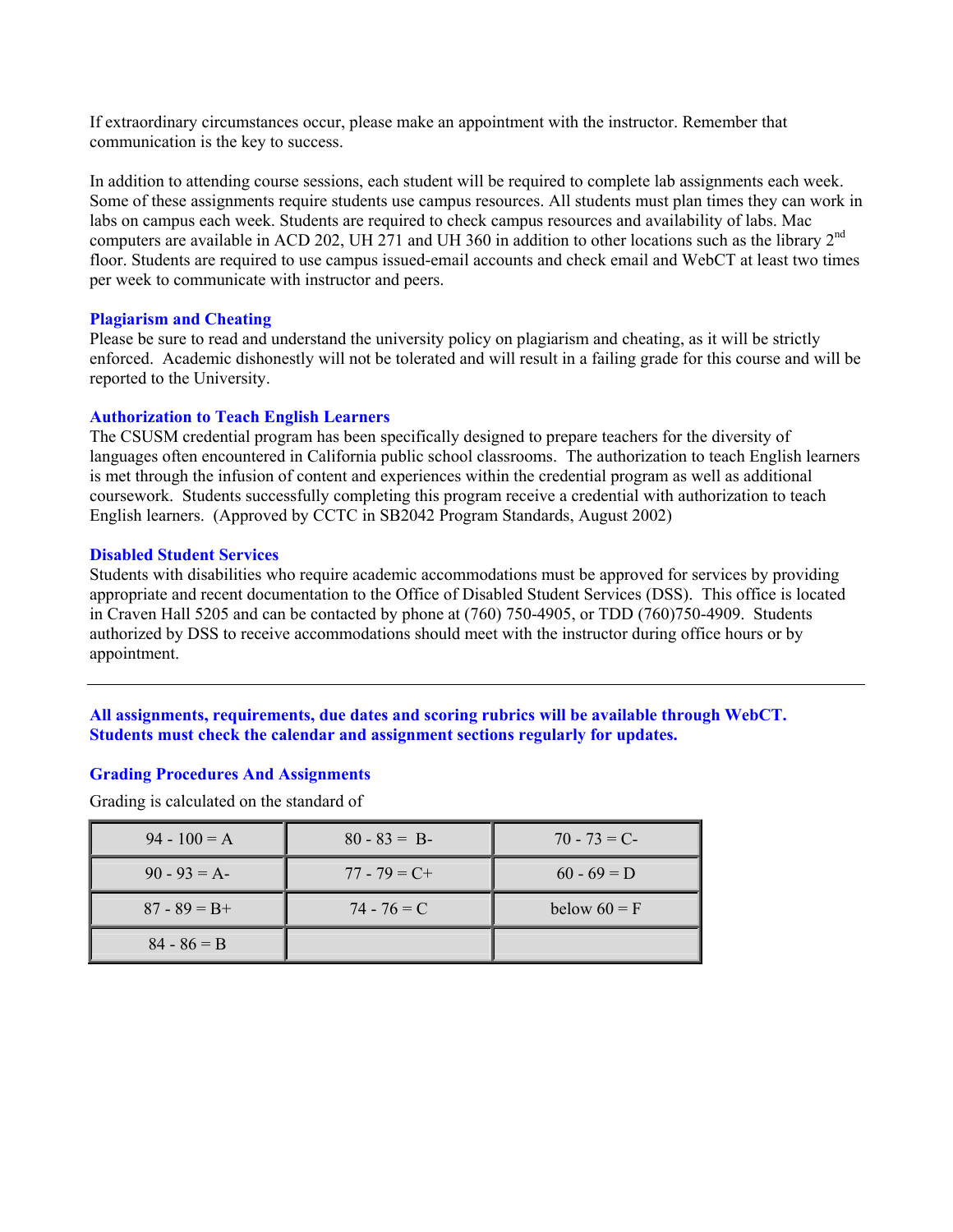If extraordinary circumstances occur, please make an appointment with the instructor. Remember that communication is the key to success.

In addition to attending course sessions, each student will be required to complete lab assignments each week. Some of these assignments require students use campus resources. All students must plan times they can work in labs on campus each week. Students are required to check campus resources and availability of labs. Mac computers are available in ACD 202, UH 271 and UH 360 in addition to other locations such as the library 2nd floor. Students are required to use campus issued-email accounts and check email and WebCT at least two times per week to communicate with instructor and peers.

### Plagiarism and Cheating

Please be sure to read and understand the university policy on plagiarism and cheating, as it will be strictly enforced. Academic dishonestly will not be tolerated and will result in a failing grade for this course and will be reported to the University.

### Authorization to Teach English Learners

The CSUSM credential program has been specifically designed to prepare teachers for the diversity of languages often encountered in California public school classrooms. The authorization to teach English learners is met through the infusion of content and experiences within the credential program as well as additional coursework. Students successfully completing this program receive a credential with authorization to teach English learners. (Approved by CCTC in SB2042 Program Standards, August 2002)

### Disabled Student Services

Students with disabilities who require academic accommodations must be approved for services by providing appropriate and recent documentation to the Office of Disabled Student Services (DSS). This office is located in Craven Hall 5205 and can be contacted by phone at (760) 750-4905, or TDD (760)750-4909. Students authorized by DSS to receive accommodations should meet with the instructor during office hours or by appointment.

---

**All assignments, requirements, due dates and scoring rubrics will be available through WebCT. Students must check the calendar and assignment sections regularly for updates.**

### Grading Procedures And Assignments

Grading is calculated on the standard of

| | | |
|---|---|---|
| 94 - 100 = A | 80 - 83 = B- | 70 - 73 = C- |
| 90 - 93 = A- | 77 - 79 = C+ | 60 - 69 = D |
| 87 - 89 = B+ | 74 - 76 = C | below 60 = F |
| 84 - 86 = B | | |